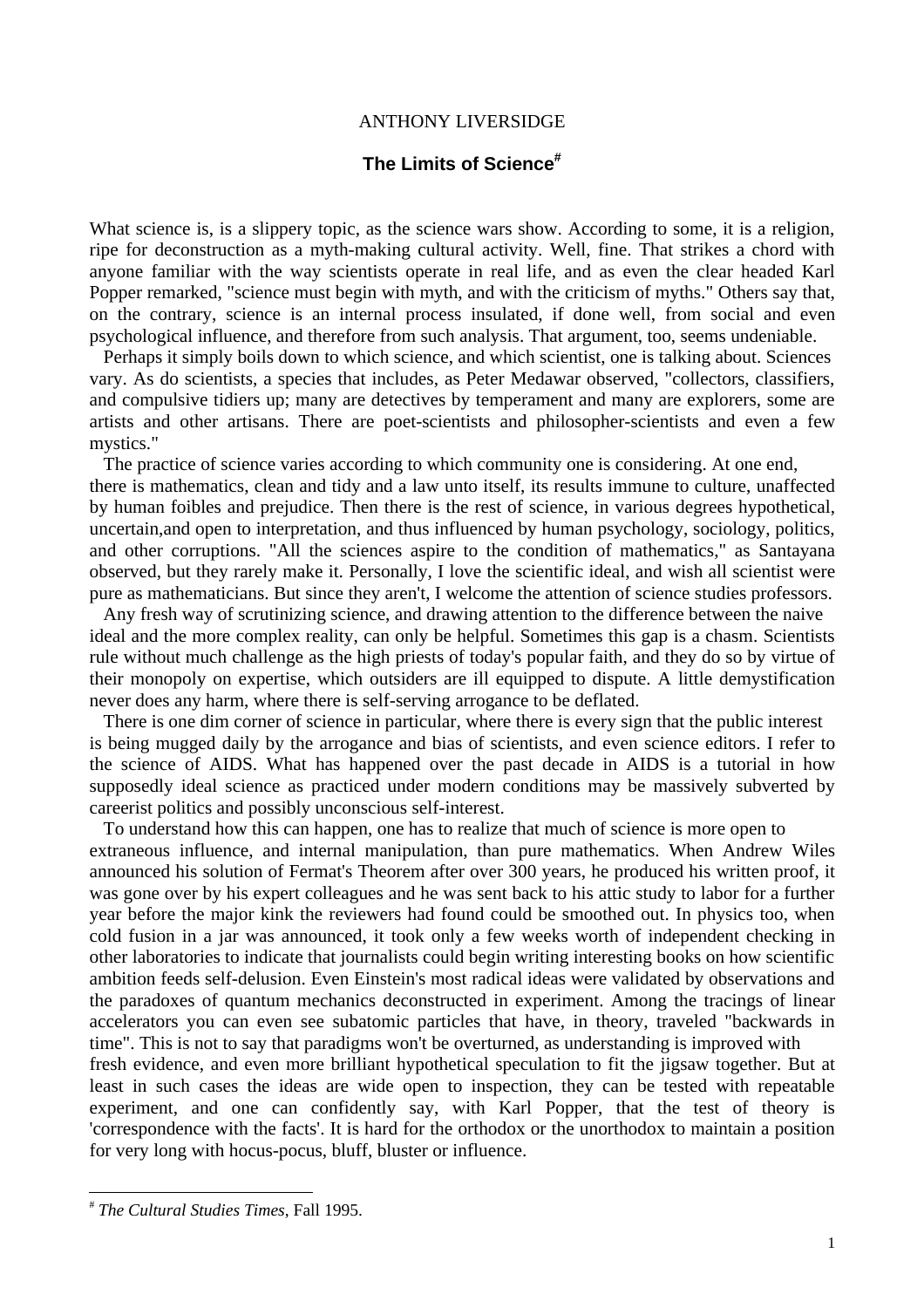ANTHONY LIVERSIDGE

# The Limits of Science[#]

What science is, is a slippery topic, as the science wars show. According to some, it is a religion, ripe for deconstruction as a myth-making cultural activity. Well, fine. That strikes a chord with anyone familiar with the way scientists operate in real life, and as even the clear headed Karl Popper remarked, "science must begin with myth, and with the criticism of myths." Others say that, on the contrary, science is an internal process insulated, if done well, from social and even psychological influence, and therefore from such analysis. That argument, too, seems undeniable.

Perhaps it simply boils down to which science, and which scientist, one is talking about. Sciences vary. As do scientists, a species that includes, as Peter Medawar observed, "collectors, classifiers, and compulsive tidiers up; many are detectives by temperament and many are explorers, some are artists and other artisans. There are poet-scientists and philosopher-scientists and even a few mystics."

The practice of science varies according to which community one is considering. At one end, there is mathematics, clean and tidy and a law unto itself, its results immune to culture, unaffected by human foibles and prejudice. Then there is the rest of science, in various degrees hypothetical, uncertain,and open to interpretation, and thus influenced by human psychology, sociology, politics, and other corruptions. "All the sciences aspire to the condition of mathematics," as Santayana observed, but they rarely make it. Personally, I love the scientific ideal, and wish all scientist were pure as mathematicians. But since they aren't, I welcome the attention of science studies professors.

Any fresh way of scrutinizing science, and drawing attention to the difference between the naive ideal and the more complex reality, can only be helpful. Sometimes this gap is a chasm. Scientists rule without much challenge as the high priests of today's popular faith, and they do so by virtue of their monopoly on expertise, which outsiders are ill equipped to dispute. A little demystification never does any harm, where there is self-serving arrogance to be deflated.

There is one dim corner of science in particular, where there is every sign that the public interest is being mugged daily by the arrogance and bias of scientists, and even science editors. I refer to the science of AIDS. What has happened over the past decade in AIDS is a tutorial in how supposedly ideal science as practiced under modern conditions may be massively subverted by careerist politics and possibly unconscious self-interest.

To understand how this can happen, one has to realize that much of science is more open to extraneous influence, and internal manipulation, than pure mathematics. When Andrew Wiles announced his solution of Fermat's Theorem after over 300 years, he produced his written proof, it was gone over by his expert colleagues and he was sent back to his attic study to labor for a further year before the major kink the reviewers had found could be smoothed out. In physics too, when cold fusion in a jar was announced, it took only a few weeks worth of independent checking in other laboratories to indicate that journalists could begin writing interesting books on how scientific ambition feeds self-delusion. Even Einstein's most radical ideas were validated by observations and the paradoxes of quantum mechanics deconstructed in experiment. Among the tracings of linear accelerators you can even see subatomic particles that have, in theory, traveled "backwards in time". This is not to say that paradigms won't be overturned, as understanding is improved with fresh evidence, and even more brilliant hypothetical speculation to fit the jigsaw together. But at least in such cases the ideas are wide open to inspection, they can be tested with repeatable experiment, and one can confidently say, with Karl Popper, that the test of theory is 'correspondence with the facts'. It is hard for the orthodox or the unorthodox to maintain a position for very long with hocus-pocus, bluff, bluster or influence.

---

[#] *The Cultural Studies Times*, Fall 1995.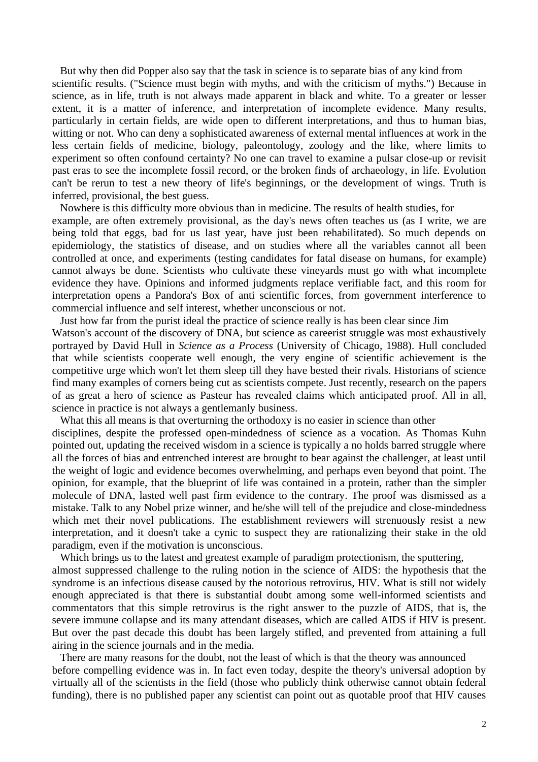But why then did Popper also say that the task in science is to separate bias of any kind from scientific results. ("Science must begin with myths, and with the criticism of myths.") Because in science, as in life, truth is not always made apparent in black and white. To a greater or lesser extent, it is a matter of inference, and interpretation of incomplete evidence. Many results, particularly in certain fields, are wide open to different interpretations, and thus to human bias, witting or not. Who can deny a sophisticated awareness of external mental influences at work in the less certain fields of medicine, biology, paleontology, zoology and the like, where limits to experiment so often confound certainty? No one can travel to examine a pulsar close-up or revisit past eras to see the incomplete fossil record, or the broken finds of archaeology, in life. Evolution can't be rerun to test a new theory of life's beginnings, or the development of wings. Truth is inferred, provisional, the best guess.

Nowhere is this difficulty more obvious than in medicine. The results of health studies, for example, are often extremely provisional, as the day's news often teaches us (as I write, we are being told that eggs, bad for us last year, have just been rehabilitated). So much depends on epidemiology, the statistics of disease, and on studies where all the variables cannot all been controlled at once, and experiments (testing candidates for fatal disease on humans, for example) cannot always be done. Scientists who cultivate these vineyards must go with what incomplete evidence they have. Opinions and informed judgments replace verifiable fact, and this room for interpretation opens a Pandora's Box of anti scientific forces, from government interference to commercial influence and self interest, whether unconscious or not.

Just how far from the purist ideal the practice of science really is has been clear since Jim Watson's account of the discovery of DNA, but science as careerist struggle was most exhaustively portrayed by David Hull in *Science as a Process* (University of Chicago, 1988). Hull concluded that while scientists cooperate well enough, the very engine of scientific achievement is the competitive urge which won't let them sleep till they have bested their rivals. Historians of science find many examples of corners being cut as scientists compete. Just recently, research on the papers of as great a hero of science as Pasteur has revealed claims which anticipated proof. All in all, science in practice is not always a gentlemanly business.

What this all means is that overturning the orthodoxy is no easier in science than other disciplines, despite the professed open-mindedness of science as a vocation. As Thomas Kuhn pointed out, updating the received wisdom in a science is typically a no holds barred struggle where all the forces of bias and entrenched interest are brought to bear against the challenger, at least until the weight of logic and evidence becomes overwhelming, and perhaps even beyond that point. The opinion, for example, that the blueprint of life was contained in a protein, rather than the simpler molecule of DNA, lasted well past firm evidence to the contrary. The proof was dismissed as a mistake. Talk to any Nobel prize winner, and he/she will tell of the prejudice and close-mindedness which met their novel publications. The establishment reviewers will strenuously resist a new interpretation, and it doesn't take a cynic to suspect they are rationalizing their stake in the old paradigm, even if the motivation is unconscious.

Which brings us to the latest and greatest example of paradigm protectionism, the sputtering, almost suppressed challenge to the ruling notion in the science of AIDS: the hypothesis that the syndrome is an infectious disease caused by the notorious retrovirus, HIV. What is still not widely enough appreciated is that there is substantial doubt among some well-informed scientists and commentators that this simple retrovirus is the right answer to the puzzle of AIDS, that is, the severe immune collapse and its many attendant diseases, which are called AIDS if HIV is present. But over the past decade this doubt has been largely stifled, and prevented from attaining a full airing in the science journals and in the media.

There are many reasons for the doubt, not the least of which is that the theory was announced before compelling evidence was in. In fact even today, despite the theory's universal adoption by virtually all of the scientists in the field (those who publicly think otherwise cannot obtain federal funding), there is no published paper any scientist can point out as quotable proof that HIV causes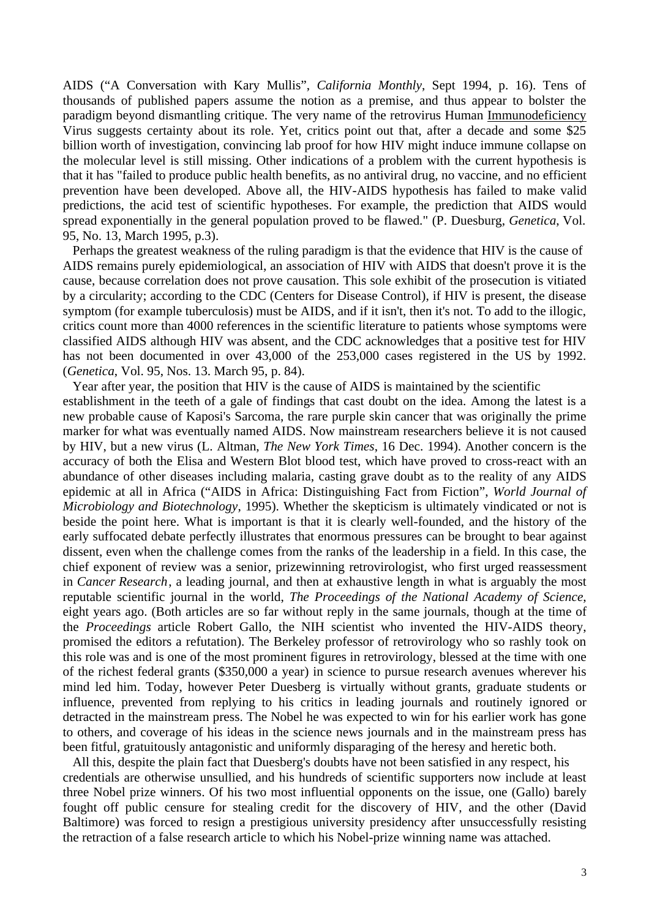AIDS ("A Conversation with Kary Mullis", *California Monthly*, Sept 1994, p. 16). Tens of thousands of published papers assume the notion as a premise, and thus appear to bolster the paradigm beyond dismantling critique. The very name of the retrovirus Human <u>Immunodeficiency</u> Virus suggests certainty about its role. Yet, critics point out that, after a decade and some $25 billion worth of investigation, convincing lab proof for how HIV might induce immune collapse on the molecular level is still missing. Other indications of a problem with the current hypothesis is that it has "failed to produce public health benefits, as no antiviral drug, no vaccine, and no efficient prevention have been developed. Above all, the HIV-AIDS hypothesis has failed to make valid predictions, the acid test of scientific hypotheses. For example, the prediction that AIDS would spread exponentially in the general population proved to be flawed." (P. Duesburg, *Genetica*, Vol. 95, No. 13, March 1995, p.3).

Perhaps the greatest weakness of the ruling paradigm is that the evidence that HIV is the cause of AIDS remains purely epidemiological, an association of HIV with AIDS that doesn't prove it is the cause, because correlation does not prove causation. This sole exhibit of the prosecution is vitiated by a circularity; according to the CDC (Centers for Disease Control), if HIV is present, the disease symptom (for example tuberculosis) must be AIDS, and if it isn't, then it's not. To add to the illogic, critics count more than 4000 references in the scientific literature to patients whose symptoms were classified AIDS although HIV was absent, and the CDC acknowledges that a positive test for HIV has not been documented in over 43,000 of the 253,000 cases registered in the US by 1992. (*Genetica*, Vol. 95, Nos. 13. March 95, p. 84).

Year after year, the position that HIV is the cause of AIDS is maintained by the scientific establishment in the teeth of a gale of findings that cast doubt on the idea. Among the latest is a new probable cause of Kaposi's Sarcoma, the rare purple skin cancer that was originally the prime marker for what was eventually named AIDS. Now mainstream researchers believe it is not caused by HIV, but a new virus (L. Altman, *The New York Times*, 16 Dec. 1994). Another concern is the accuracy of both the Elisa and Western Blot blood test, which have proved to cross-react with an abundance of other diseases including malaria, casting grave doubt as to the reality of any AIDS epidemic at all in Africa ("AIDS in Africa: Distinguishing Fact from Fiction", *World Journal of Microbiology and Biotechnology*, 1995). Whether the skepticism is ultimately vindicated or not is beside the point here. What is important is that it is clearly well-founded, and the history of the early suffocated debate perfectly illustrates that enormous pressures can be brought to bear against dissent, even when the challenge comes from the ranks of the leadership in a field. In this case, the chief exponent of review was a senior, prizewinning retrovirologist, who first urged reassessment in *Cancer Research*, a leading journal, and then at exhaustive length in what is arguably the most reputable scientific journal in the world, *The Proceedings of the National Academy of Science*, eight years ago. (Both articles are so far without reply in the same journals, though at the time of the *Proceedings* article Robert Gallo, the NIH scientist who invented the HIV-AIDS theory, promised the editors a refutation). The Berkeley professor of retrovirology who so rashly took on this role was and is one of the most prominent figures in retrovirology, blessed at the time with one of the richest federal grants ($350,000 a year) in science to pursue research avenues wherever his mind led him. Today, however Peter Duesberg is virtually without grants, graduate students or influence, prevented from replying to his critics in leading journals and routinely ignored or detracted in the mainstream press. The Nobel he was expected to win for his earlier work has gone to others, and coverage of his ideas in the science news journals and in the mainstream press has been fitful, gratuitously antagonistic and uniformly disparaging of the heresy and heretic both.

All this, despite the plain fact that Duesberg's doubts have not been satisfied in any respect, his credentials are otherwise unsullied, and his hundreds of scientific supporters now include at least three Nobel prize winners. Of his two most influential opponents on the issue, one (Gallo) barely fought off public censure for stealing credit for the discovery of HIV, and the other (David Baltimore) was forced to resign a prestigious university presidency after unsuccessfully resisting the retraction of a false research article to which his Nobel-prize winning name was attached.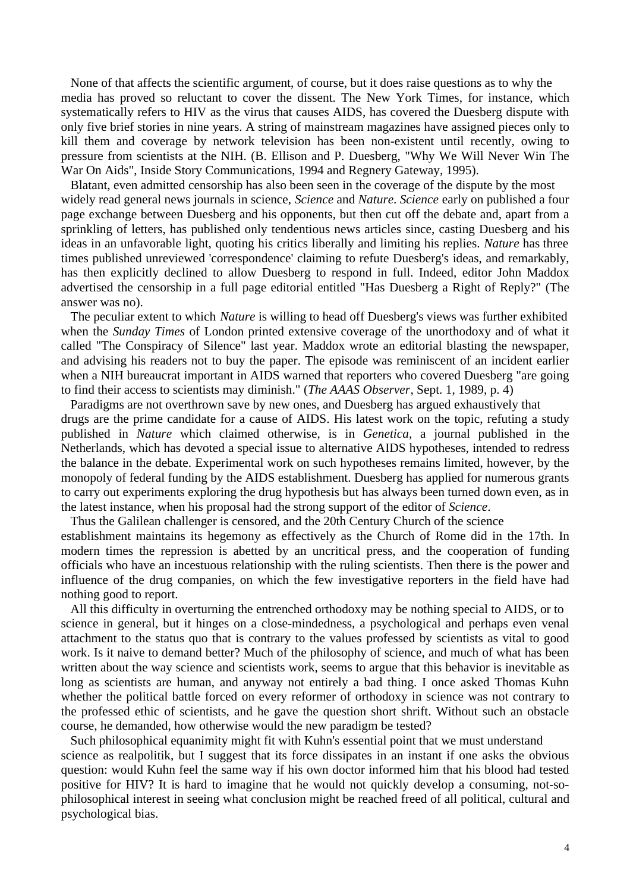None of that affects the scientific argument, of course, but it does raise questions as to why the media has proved so reluctant to cover the dissent. The New York Times, for instance, which systematically refers to HIV as the virus that causes AIDS, has covered the Duesberg dispute with only five brief stories in nine years. A string of mainstream magazines have assigned pieces only to kill them and coverage by network television has been non-existent until recently, owing to pressure from scientists at the NIH. (B. Ellison and P. Duesberg, "Why We Will Never Win The War On Aids", Inside Story Communications, 1994 and Regnery Gateway, 1995).

Blatant, even admitted censorship has also been seen in the coverage of the dispute by the most widely read general news journals in science, *Science* and *Nature*. *Science* early on published a four page exchange between Duesberg and his opponents, but then cut off the debate and, apart from a sprinkling of letters, has published only tendentious news articles since, casting Duesberg and his ideas in an unfavorable light, quoting his critics liberally and limiting his replies. *Nature* has three times published unreviewed 'correspondence' claiming to refute Duesberg's ideas, and remarkably, has then explicitly declined to allow Duesberg to respond in full. Indeed, editor John Maddox advertised the censorship in a full page editorial entitled "Has Duesberg a Right of Reply?" (The answer was no).

The peculiar extent to which *Nature* is willing to head off Duesberg's views was further exhibited when the *Sunday Times* of London printed extensive coverage of the unorthodoxy and of what it called "The Conspiracy of Silence" last year. Maddox wrote an editorial blasting the newspaper, and advising his readers not to buy the paper. The episode was reminiscent of an incident earlier when a NIH bureaucrat important in AIDS warned that reporters who covered Duesberg "are going to find their access to scientists may diminish." (*The AAAS Observer*, Sept. 1, 1989, p. 4)

Paradigms are not overthrown save by new ones, and Duesberg has argued exhaustively that drugs are the prime candidate for a cause of AIDS. His latest work on the topic, refuting a study published in *Nature* which claimed otherwise, is in *Genetica*, a journal published in the Netherlands, which has devoted a special issue to alternative AIDS hypotheses, intended to redress the balance in the debate. Experimental work on such hypotheses remains limited, however, by the monopoly of federal funding by the AIDS establishment. Duesberg has applied for numerous grants to carry out experiments exploring the drug hypothesis but has always been turned down even, as in the latest instance, when his proposal had the strong support of the editor of *Science*.

Thus the Galilean challenger is censored, and the 20th Century Church of the science establishment maintains its hegemony as effectively as the Church of Rome did in the 17th. In modern times the repression is abetted by an uncritical press, and the cooperation of funding officials who have an incestuous relationship with the ruling scientists. Then there is the power and influence of the drug companies, on which the few investigative reporters in the field have had nothing good to report.

All this difficulty in overturning the entrenched orthodoxy may be nothing special to AIDS, or to science in general, but it hinges on a close-mindedness, a psychological and perhaps even venal attachment to the status quo that is contrary to the values professed by scientists as vital to good work. Is it naive to demand better? Much of the philosophy of science, and much of what has been written about the way science and scientists work, seems to argue that this behavior is inevitable as long as scientists are human, and anyway not entirely a bad thing. I once asked Thomas Kuhn whether the political battle forced on every reformer of orthodoxy in science was not contrary to the professed ethic of scientists, and he gave the question short shrift. Without such an obstacle course, he demanded, how otherwise would the new paradigm be tested?

Such philosophical equanimity might fit with Kuhn's essential point that we must understand science as realpolitik, but I suggest that its force dissipates in an instant if one asks the obvious question: would Kuhn feel the same way if his own doctor informed him that his blood had tested positive for HIV? It is hard to imagine that he would not quickly develop a consuming, not-so-philosophical interest in seeing what conclusion might be reached freed of all political, cultural and psychological bias.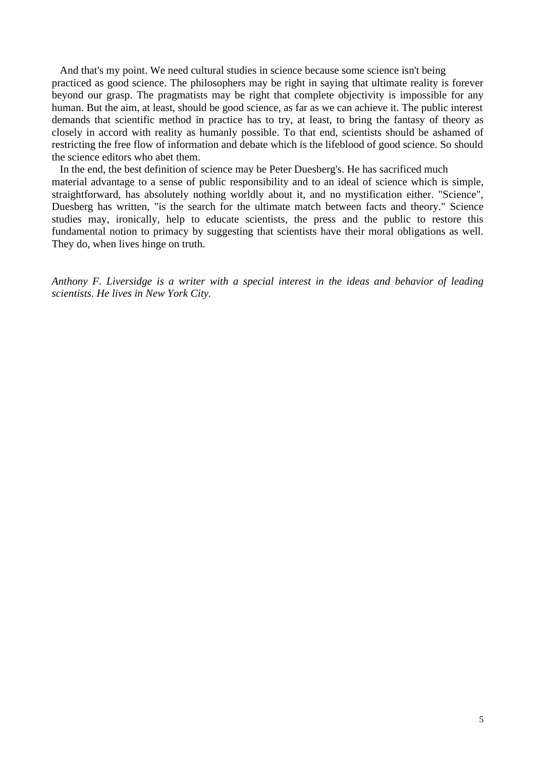And that's my point. We need cultural studies in science because some science isn't being practiced as good science. The philosophers may be right in saying that ultimate reality is forever beyond our grasp. The pragmatists may be right that complete objectivity is impossible for any human. But the aim, at least, should be good science, as far as we can achieve it. The public interest demands that scientific method in practice has to try, at least, to bring the fantasy of theory as closely in accord with reality as humanly possible. To that end, scientists should be ashamed of restricting the free flow of information and debate which is the lifeblood of good science. So should the science editors who abet them.

In the end, the best definition of science may be Peter Duesberg's. He has sacrificed much material advantage to a sense of public responsibility and to an ideal of science which is simple, straightforward, has absolutely nothing worldly about it, and no mystification either. "Science", Duesberg has written, "is the search for the ultimate match between facts and theory." Science studies may, ironically, help to educate scientists, the press and the public to restore this fundamental notion to primacy by suggesting that scientists have their moral obligations as well. They do, when lives hinge on truth.

*Anthony F. Liversidge is a writer with a special interest in the ideas and behavior of leading scientists. He lives in New York City.*